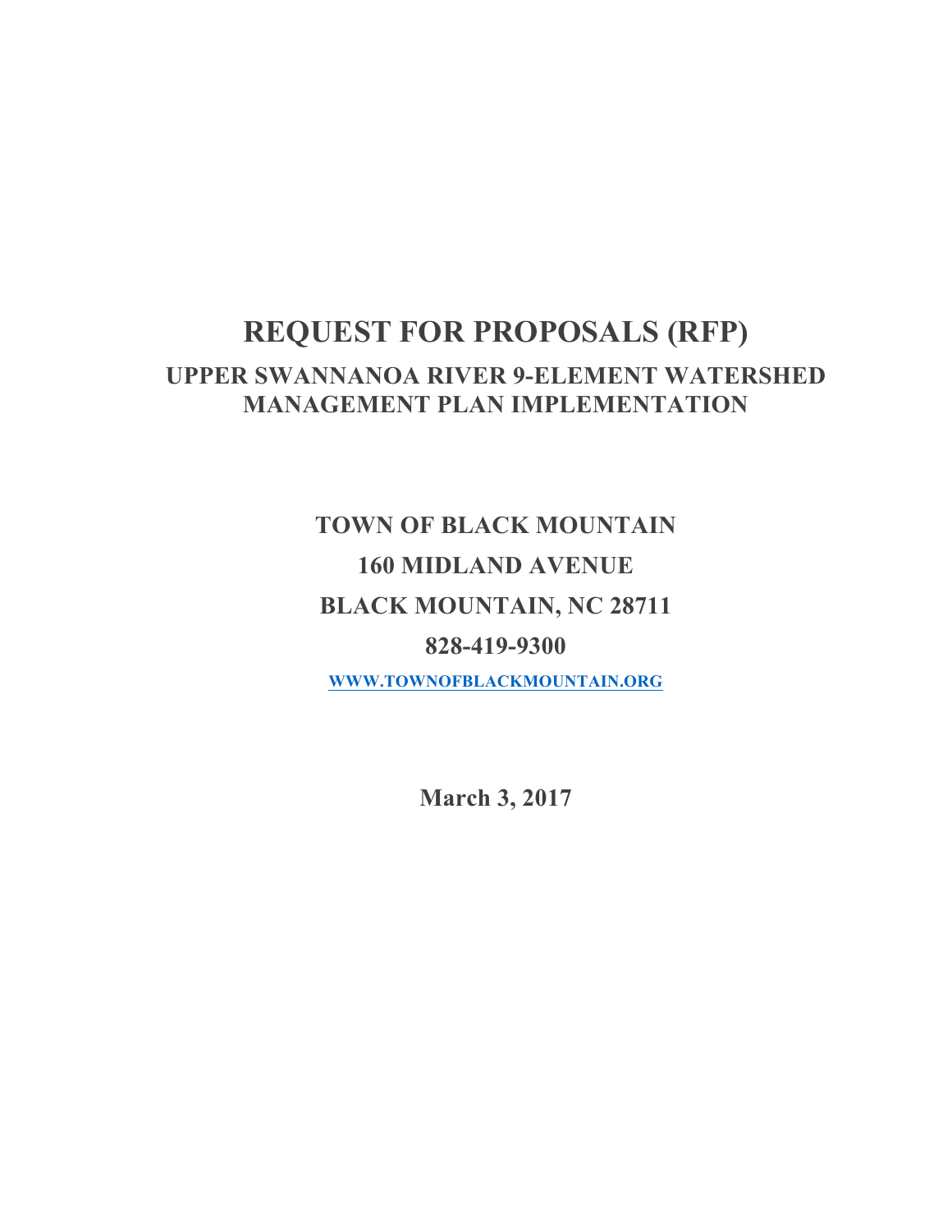# REQUEST FOR PROPOSALS (RFP)

## UPPER SWANNANOA RIVER 9-ELEMENT WATERSHED MANAGEMENT PLAN IMPLEMENTATION

**TOWN OF BLACK MOUNTAIN**

**160 MIDLAND AVENUE**

**BLACK MOUNTAIN, NC 28711**

**828-419-9300**

**WWW.TOWNOFBLACKMOUNTAIN.ORG**

**March 3, 2017**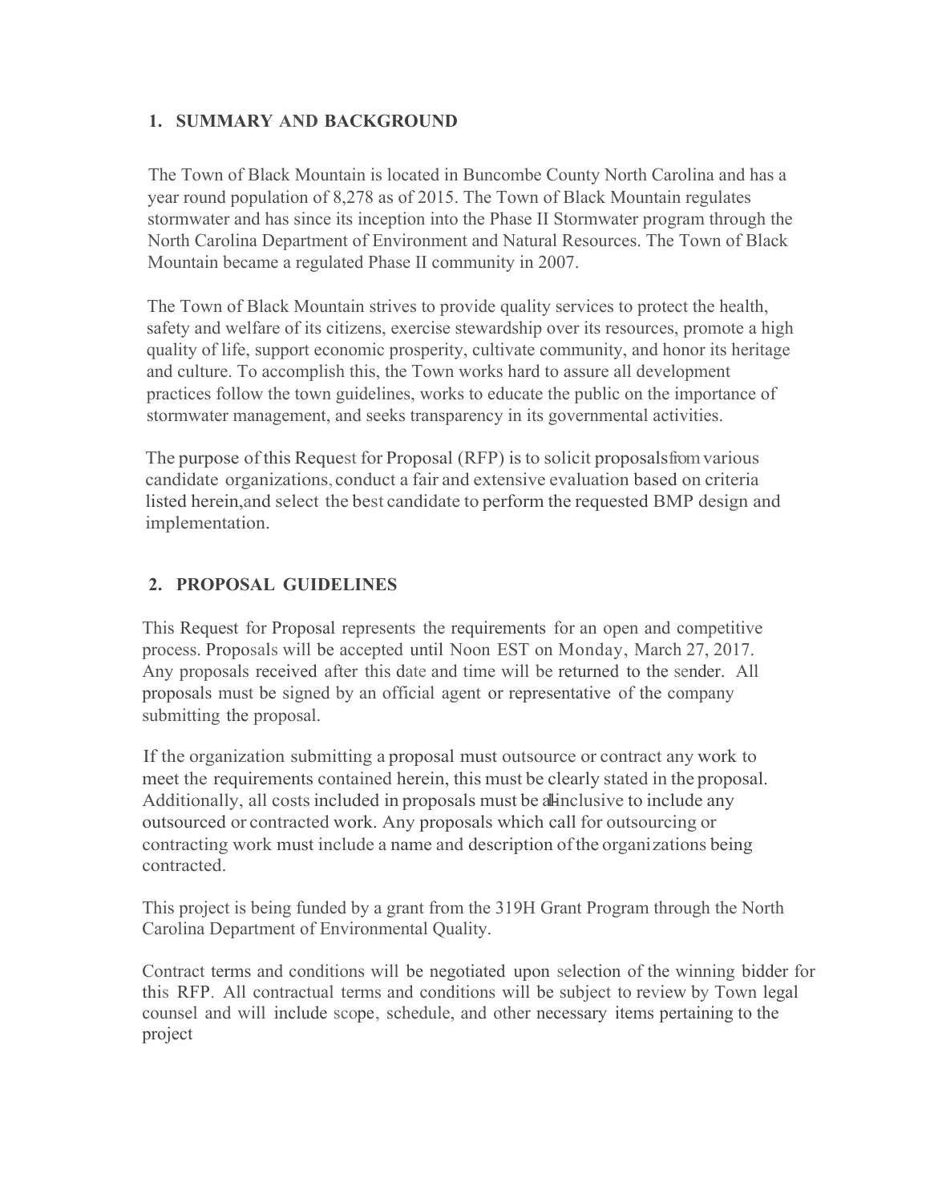## 1. SUMMARY AND BACKGROUND

The Town of Black Mountain is located in Buncombe County North Carolina and has a year round population of 8,278 as of 2015. The Town of Black Mountain regulates stormwater and has since its inception into the Phase II Stormwater program through the North Carolina Department of Environment and Natural Resources. The Town of Black Mountain became a regulated Phase II community in 2007.

The Town of Black Mountain strives to provide quality services to protect the health, safety and welfare of its citizens, exercise stewardship over its resources, promote a high quality of life, support economic prosperity, cultivate community, and honor its heritage and culture. To accomplish this, the Town works hard to assure all development practices follow the town guidelines, works to educate the public on the importance of stormwater management, and seeks transparency in its governmental activities.

The purpose of this Request for Proposal (RFP) is to solicit proposals from various candidate organizations, conduct a fair and extensive evaluation based on criteria listed herein, and select the best candidate to perform the requested BMP design and implementation.

## 2. PROPOSAL GUIDELINES

This Request for Proposal represents the requirements for an open and competitive process. Proposals will be accepted until Noon EST on Monday, March 27, 2017. Any proposals received after this date and time will be returned to the sender. All proposals must be signed by an official agent or representative of the company submitting the proposal.

If the organization submitting a proposal must outsource or contract any work to meet the requirements contained herein, this must be clearly stated in the proposal. Additionally, all costs included in proposals must be all-inclusive to include any outsourced or contracted work. Any proposals which call for outsourcing or contracting work must include a name and description of the organizations being contracted.

This project is being funded by a grant from the 319H Grant Program through the North Carolina Department of Environmental Quality.

Contract terms and conditions will be negotiated upon selection of the winning bidder for this RFP. All contractual terms and conditions will be subject to review by Town legal counsel and will include scope, schedule, and other necessary items pertaining to the project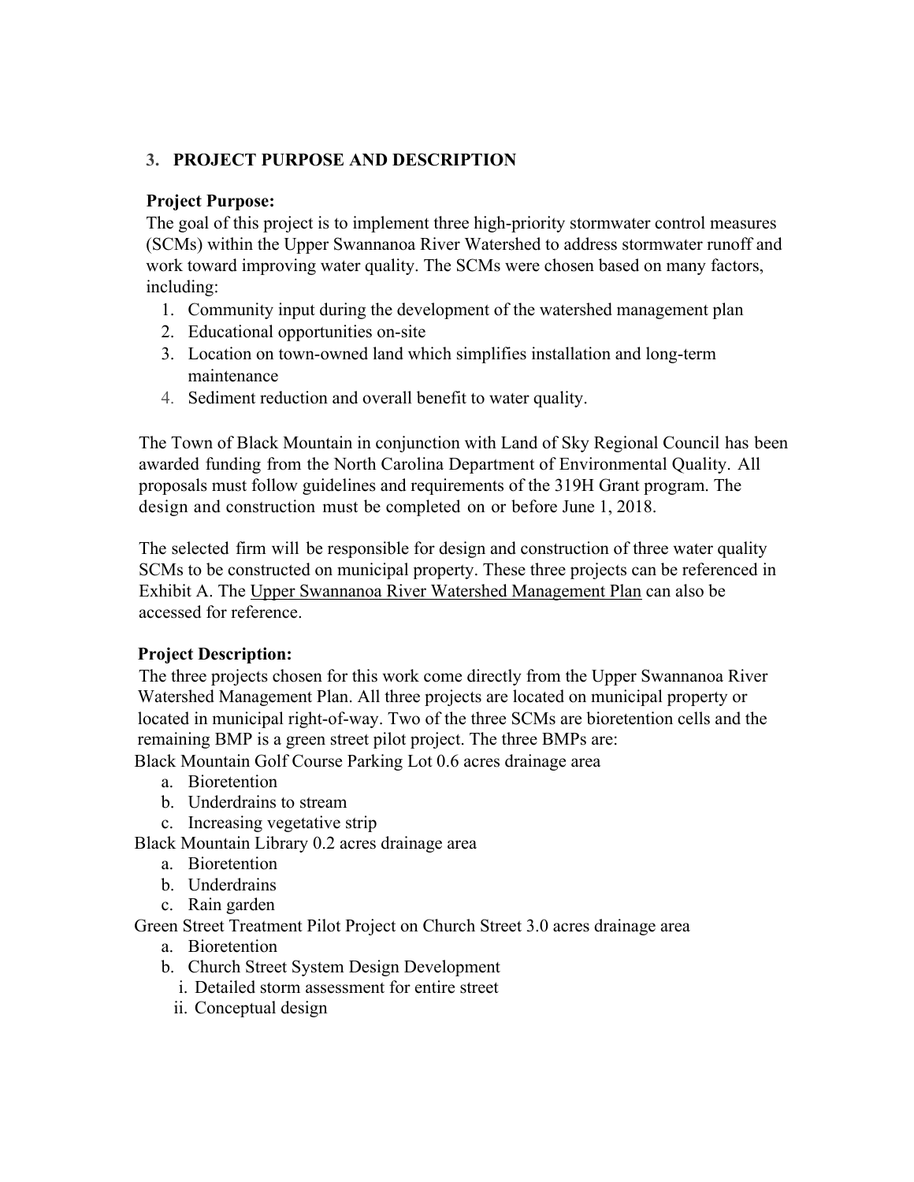## 3. PROJECT PURPOSE AND DESCRIPTION

**Project Purpose:**

The goal of this project is to implement three high-priority stormwater control measures (SCMs) within the Upper Swannanoa River Watershed to address stormwater runoff and work toward improving water quality. The SCMs were chosen based on many factors, including:

1. Community input during the development of the watershed management plan
2. Educational opportunities on-site
3. Location on town-owned land which simplifies installation and long-term maintenance
4. Sediment reduction and overall benefit to water quality.

The Town of Black Mountain in conjunction with Land of Sky Regional Council has been awarded funding from the North Carolina Department of Environmental Quality. All proposals must follow guidelines and requirements of the 319H Grant program. The design and construction must be completed on or before June 1, 2018.

The selected firm will be responsible for design and construction of three water quality SCMs to be constructed on municipal property. These three projects can be referenced in Exhibit A. The Upper Swannanoa River Watershed Management Plan can also be accessed for reference.

**Project Description:**

The three projects chosen for this work come directly from the Upper Swannanoa River Watershed Management Plan. All three projects are located on municipal property or located in municipal right-of-way. Two of the three SCMs are bioretention cells and the remaining BMP is a green street pilot project. The three BMPs are:

Black Mountain Golf Course Parking Lot 0.6 acres drainage area

a. Bioretention
b. Underdrains to stream
c. Increasing vegetative strip

Black Mountain Library 0.2 acres drainage area

a. Bioretention
b. Underdrains
c. Rain garden

Green Street Treatment Pilot Project on Church Street 3.0 acres drainage area

a. Bioretention
b. Church Street System Design Development
   i. Detailed storm assessment for entire street
   ii. Conceptual design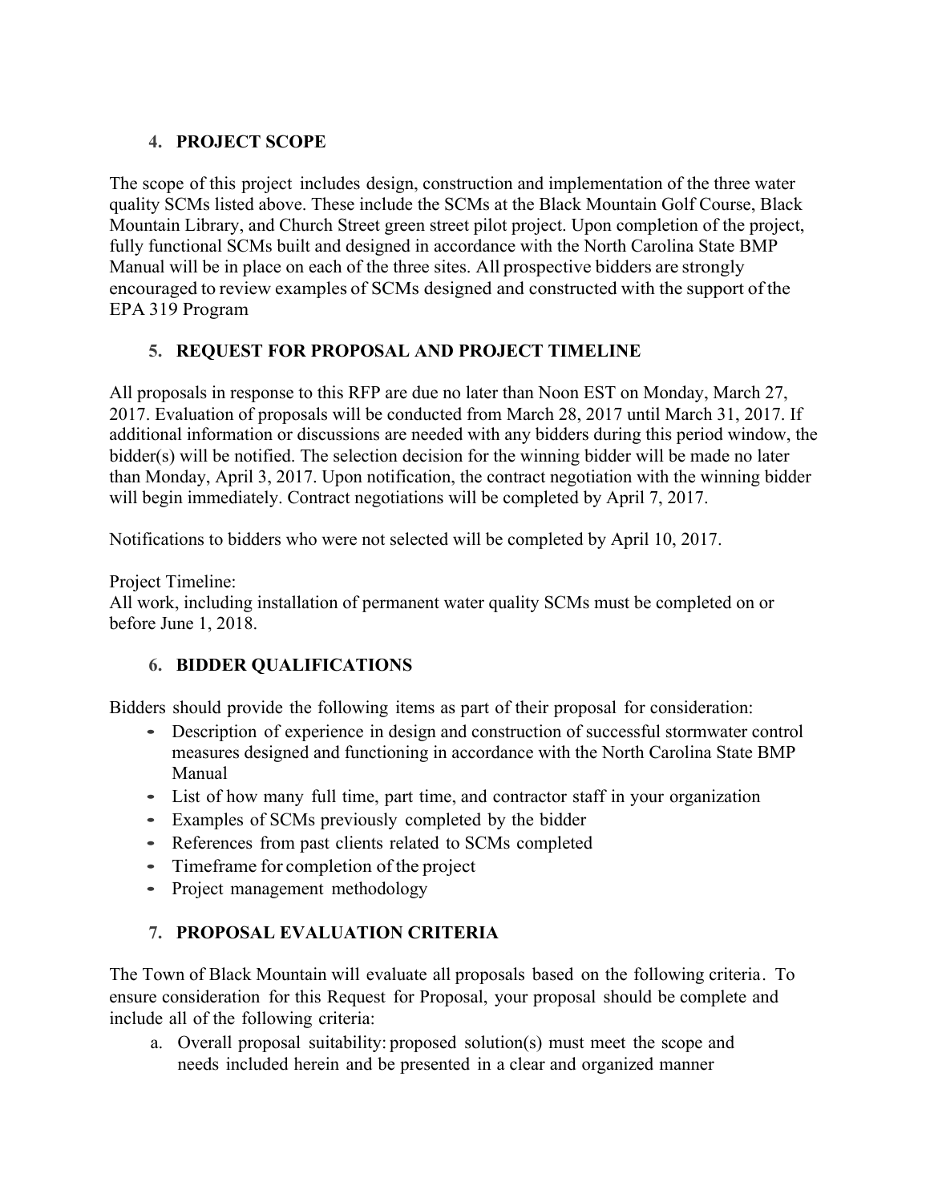## 4. PROJECT SCOPE

The scope of this project includes design, construction and implementation of the three water quality SCMs listed above. These include the SCMs at the Black Mountain Golf Course, Black Mountain Library, and Church Street green street pilot project. Upon completion of the project, fully functional SCMs built and designed in accordance with the North Carolina State BMP Manual will be in place on each of the three sites. All prospective bidders are strongly encouraged to review examples of SCMs designed and constructed with the support of the EPA 319 Program

## 5. REQUEST FOR PROPOSAL AND PROJECT TIMELINE

All proposals in response to this RFP are due no later than Noon EST on Monday, March 27, 2017. Evaluation of proposals will be conducted from March 28, 2017 until March 31, 2017. If additional information or discussions are needed with any bidders during this period window, the bidder(s) will be notified. The selection decision for the winning bidder will be made no later than Monday, April 3, 2017. Upon notification, the contract negotiation with the winning bidder will begin immediately. Contract negotiations will be completed by April 7, 2017.

Notifications to bidders who were not selected will be completed by April 10, 2017.

Project Timeline:
All work, including installation of permanent water quality SCMs must be completed on or before June 1, 2018.

## 6. BIDDER QUALIFICATIONS

Bidders should provide the following items as part of their proposal for consideration:

- Description of experience in design and construction of successful stormwater control measures designed and functioning in accordance with the North Carolina State BMP Manual
- List of how many full time, part time, and contractor staff in your organization
- Examples of SCMs previously completed by the bidder
- References from past clients related to SCMs completed
- Timeframe for completion of the project
- Project management methodology

## 7. PROPOSAL EVALUATION CRITERIA

The Town of Black Mountain will evaluate all proposals based on the following criteria. To ensure consideration for this Request for Proposal, your proposal should be complete and include all of the following criteria:

a. Overall proposal suitability: proposed solution(s) must meet the scope and needs included herein and be presented in a clear and organized manner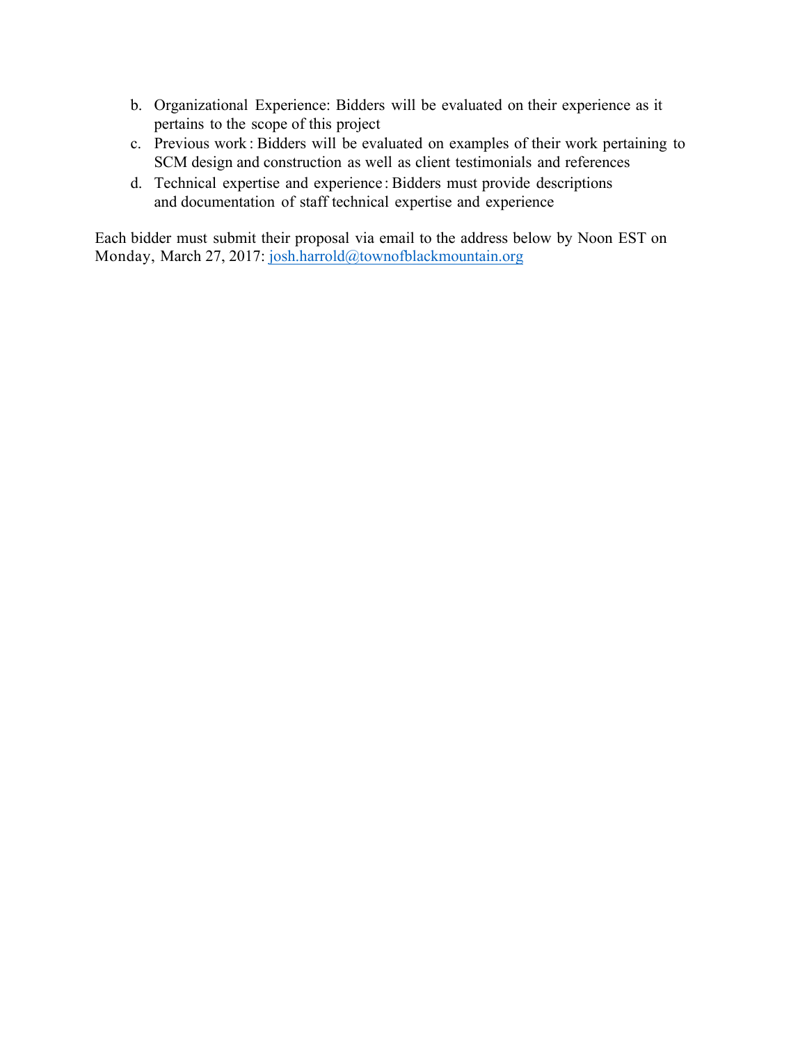b. Organizational Experience: Bidders will be evaluated on their experience as it pertains to the scope of this project
c. Previous work: Bidders will be evaluated on examples of their work pertaining to SCM design and construction as well as client testimonials and references
d. Technical expertise and experience: Bidders must provide descriptions and documentation of staff technical expertise and experience

Each bidder must submit their proposal via email to the address below by Noon EST on Monday, March 27, 2017: josh.harrold@townofblackmountain.org